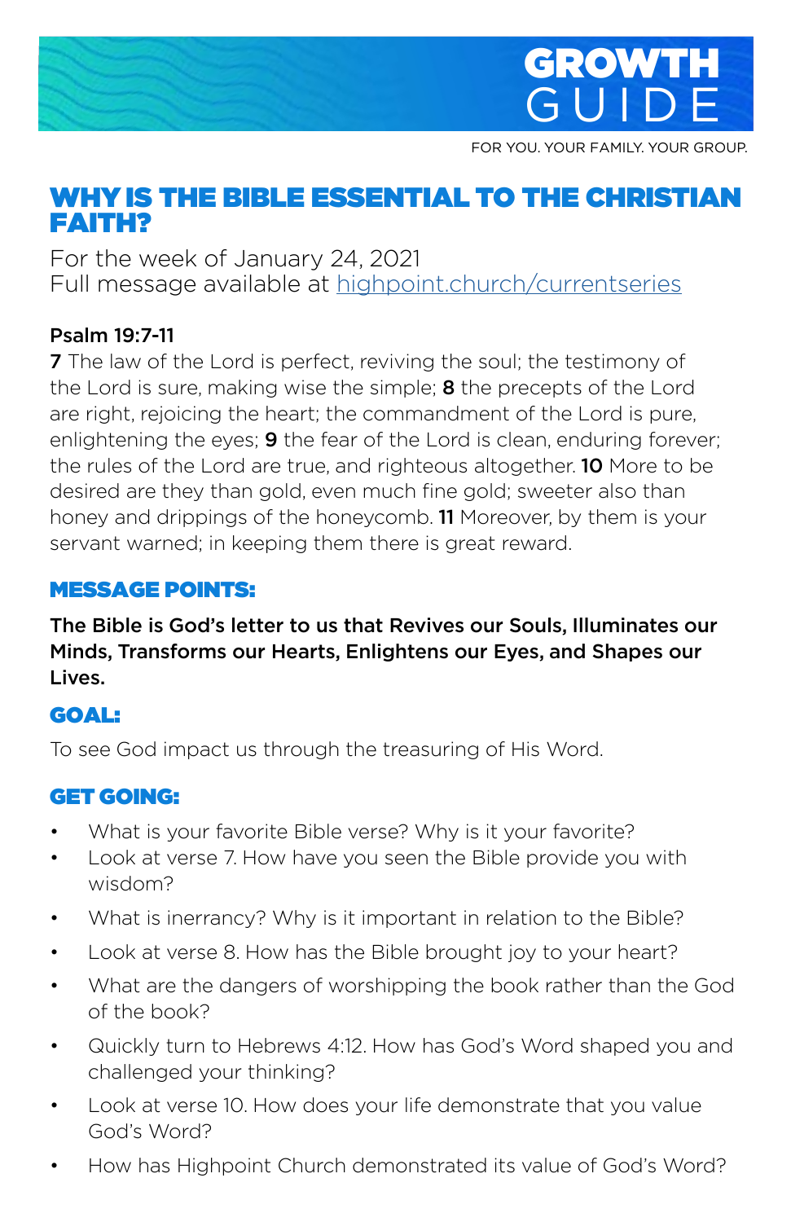# GROWTH GUIDE

FOR YOU. YOUR FAMILY. YOUR GROUP.

## WHY IS THE BIBLE ESSENTIAL TO THE CHRISTIAN FAITH?

For the week of January 24, 2021
Full message available at highpoint.church/currentseries

**Psalm 19:7-11**

**7** The law of the Lord is perfect, reviving the soul; the testimony of the Lord is sure, making wise the simple; **8** the precepts of the Lord are right, rejoicing the heart; the commandment of the Lord is pure, enlightening the eyes; **9** the fear of the Lord is clean, enduring forever; the rules of the Lord are true, and righteous altogether. **10** More to be desired are they than gold, even much fine gold; sweeter also than honey and drippings of the honeycomb. **11** Moreover, by them is your servant warned; in keeping them there is great reward.

### MESSAGE POINTS:

**The Bible is God's letter to us that Revives our Souls, Illuminates our Minds, Transforms our Hearts, Enlightens our Eyes, and Shapes our Lives.**

### GOAL:

To see God impact us through the treasuring of His Word.

### GET GOING:

- What is your favorite Bible verse? Why is it your favorite?
- Look at verse 7. How have you seen the Bible provide you with wisdom?
- What is inerrancy? Why is it important in relation to the Bible?
- Look at verse 8. How has the Bible brought joy to your heart?
- What are the dangers of worshipping the book rather than the God of the book?
- Quickly turn to Hebrews 4:12. How has God's Word shaped you and challenged your thinking?
- Look at verse 10. How does your life demonstrate that you value God's Word?
- How has Highpoint Church demonstrated its value of God's Word?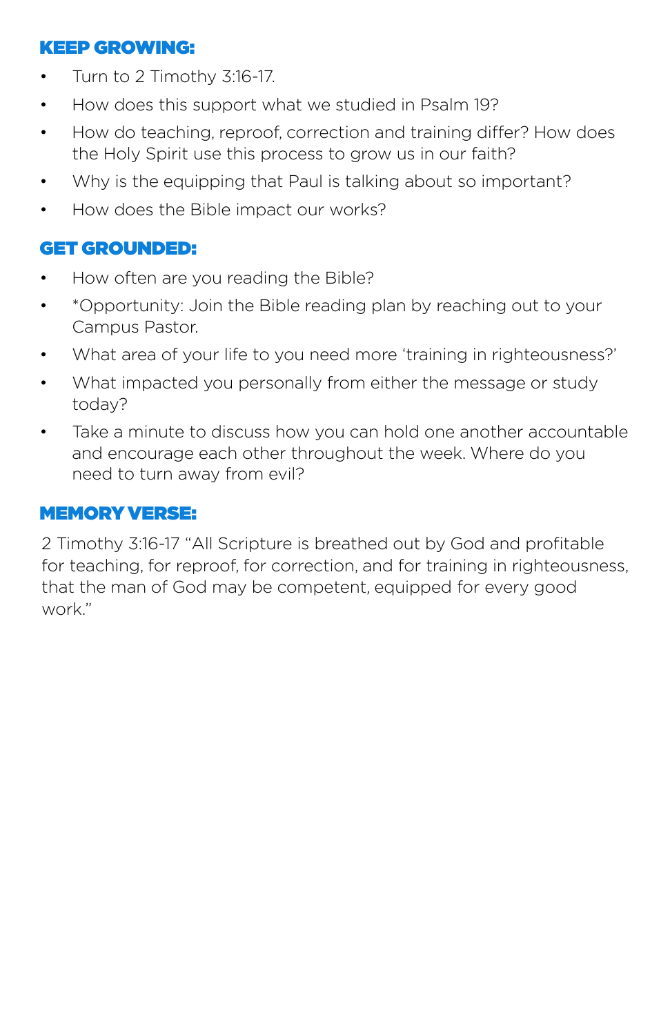## KEEP GROWING:

- Turn to 2 Timothy 3:16-17.
- How does this support what we studied in Psalm 19?
- How do teaching, reproof, correction and training differ? How does the Holy Spirit use this process to grow us in our faith?
- Why is the equipping that Paul is talking about so important?
- How does the Bible impact our works?

## GET GROUNDED:

- How often are you reading the Bible?
- *Opportunity: Join the Bible reading plan by reaching out to your Campus Pastor.
- What area of your life to you need more 'training in righteousness?'
- What impacted you personally from either the message or study today?
- Take a minute to discuss how you can hold one another accountable and encourage each other throughout the week. Where do you need to turn away from evil?

## MEMORY VERSE:

2 Timothy 3:16-17 "All Scripture is breathed out by God and profitable for teaching, for reproof, for correction, and for training in righteousness, that the man of God may be competent, equipped for every good work."